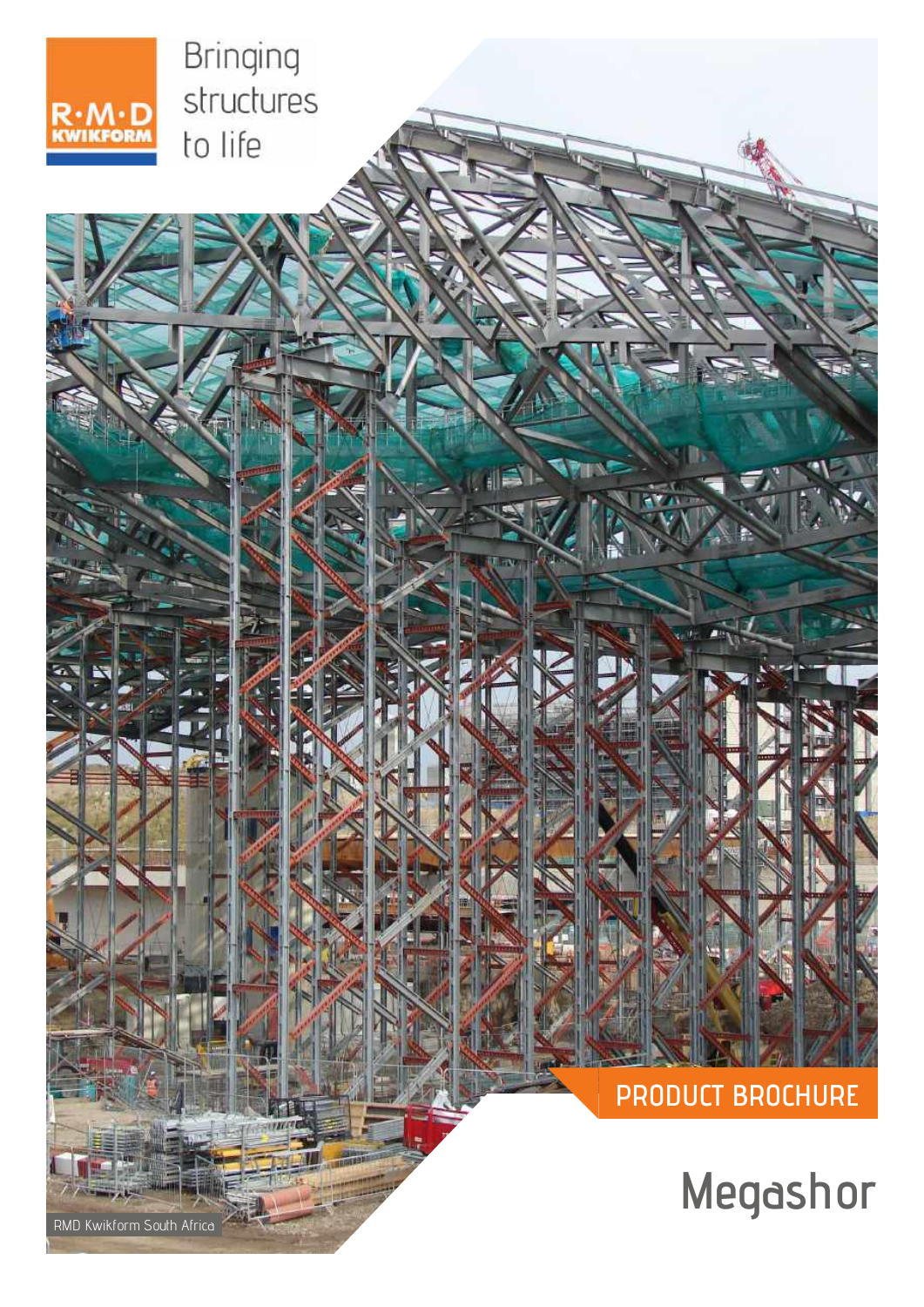R·M·D KWIKFORM

Bringing structures to life

PRODUCT BROCHURE

# Megashor

RMD Kwikform South Africa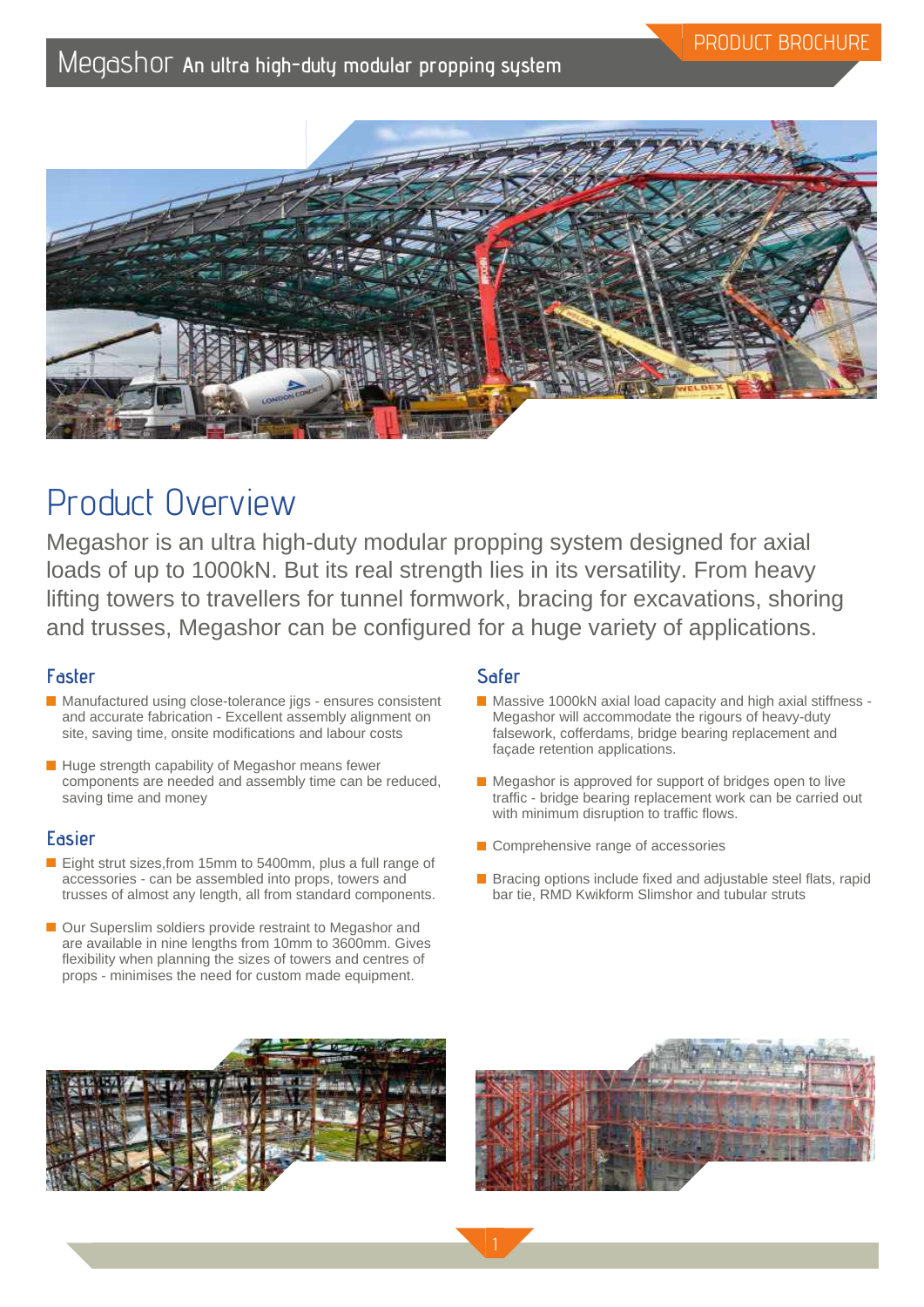# Megashor An ultra high-duty modular propping system

PRODUCT BROCHURE

## Product Overview

Megashor is an ultra high-duty modular propping system designed for axial loads of up to 1000kN. But its real strength lies in its versatility. From heavy lifting towers to travellers for tunnel formwork, bracing for excavations, shoring and trusses, Megashor can be configured for a huge variety of applications.

### Faster

- Manufactured using close-tolerance jigs - ensures consistent and accurate fabrication - Excellent assembly alignment on site, saving time, onsite modifications and labour costs
- Huge strength capability of Megashor means fewer components are needed and assembly time can be reduced, saving time and money

### Easier

- Eight strut sizes,from 15mm to 5400mm, plus a full range of accessories - can be assembled into props, towers and trusses of almost any length, all from standard components.
- Our Superslim soldiers provide restraint to Megashor and are available in nine lengths from 10mm to 3600mm. Gives flexibility when planning the sizes of towers and centres of props - minimises the need for custom made equipment.

### Safer

- Massive 1000kN axial load capacity and high axial stiffness - Megashor will accommodate the rigours of heavy-duty falsework, cofferdams, bridge bearing replacement and façade retention applications.
- Megashor is approved for support of bridges open to live traffic - bridge bearing replacement work can be carried out with minimum disruption to traffic flows.
- Comprehensive range of accessories
- Bracing options include fixed and adjustable steel flats, rapid bar tie, RMD Kwikform Slimshor and tubular struts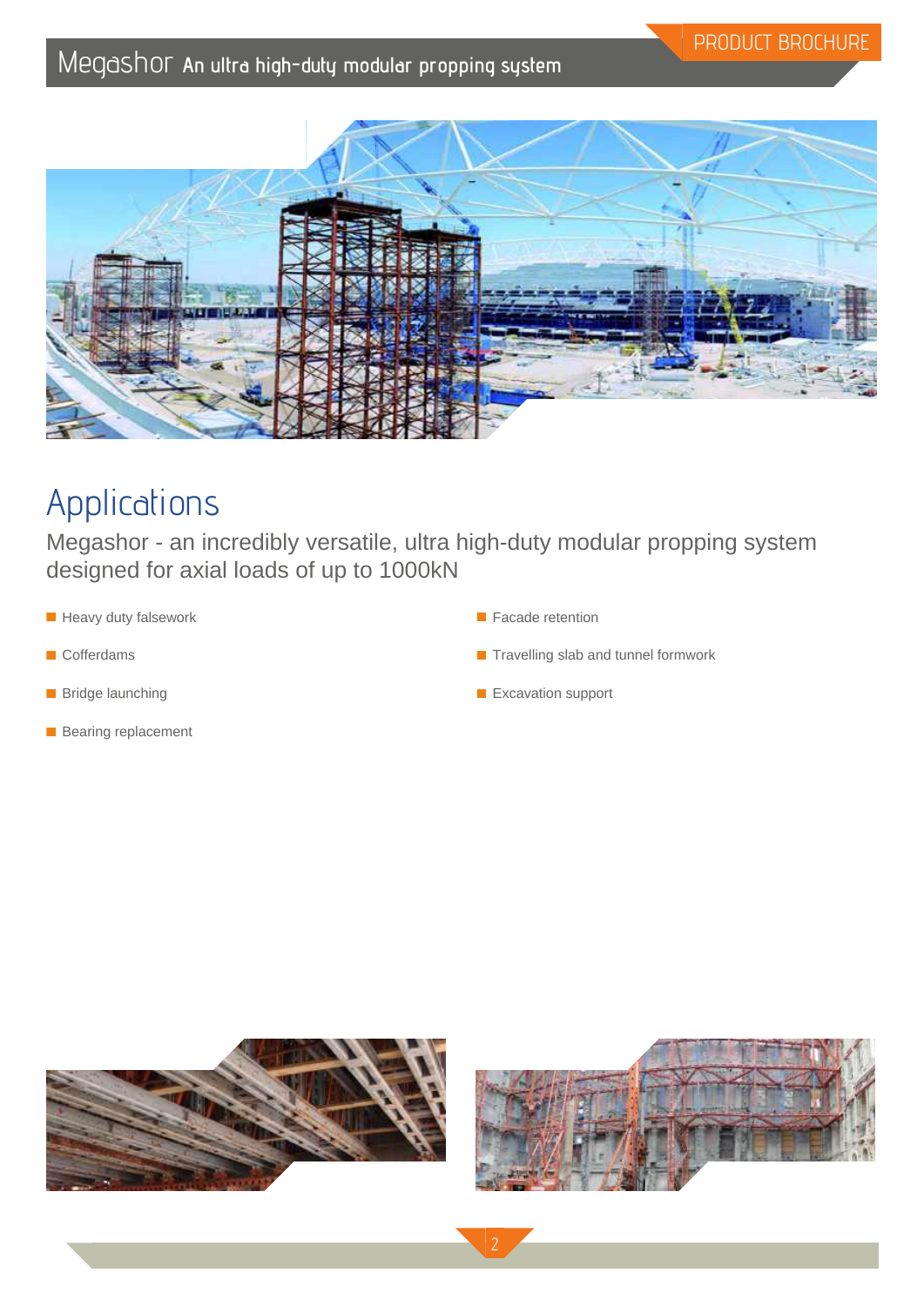# Applications

Megashor - an incredibly versatile, ultra high-duty modular propping system designed for axial loads of up to 1000kN

- Heavy duty falsework
- Cofferdams
- Bridge launching
- Bearing replacement
- Facade retention
- Travelling slab and tunnel formwork
- Excavation support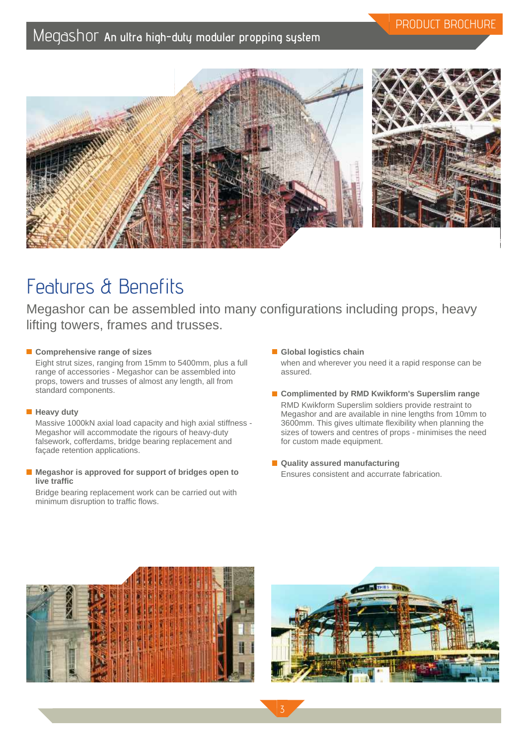# Features & Benefits

Megashor can be assembled into many configurations including props, heavy lifting towers, frames and trusses.

- **Comprehensive range of sizes**

  Eight strut sizes, ranging from 15mm to 5400mm, plus a full range of accessories - Megashor can be assembled into props, towers and trusses of almost any length, all from standard components.

- **Heavy duty**

  Massive 1000kN axial load capacity and high axial stiffness - Megashor will accommodate the rigours of heavy-duty falsework, cofferdams, bridge bearing replacement and façade retention applications.

- **Megashor is approved for support of bridges open to live traffic**

  Bridge bearing replacement work can be carried out with minimum disruption to traffic flows.

- **Global logistics chain**

  when and wherever you need it a rapid response can be assured.

- **Complimented by RMD Kwikform's Superslim range**

  RMD Kwikform Superslim soldiers provide restraint to Megashor and are available in nine lengths from 10mm to 3600mm. This gives ultimate flexibility when planning the sizes of towers and centres of props - minimises the need for custom made equipment.

- **Quality assured manufacturing**

  Ensures consistent and accurrate fabrication.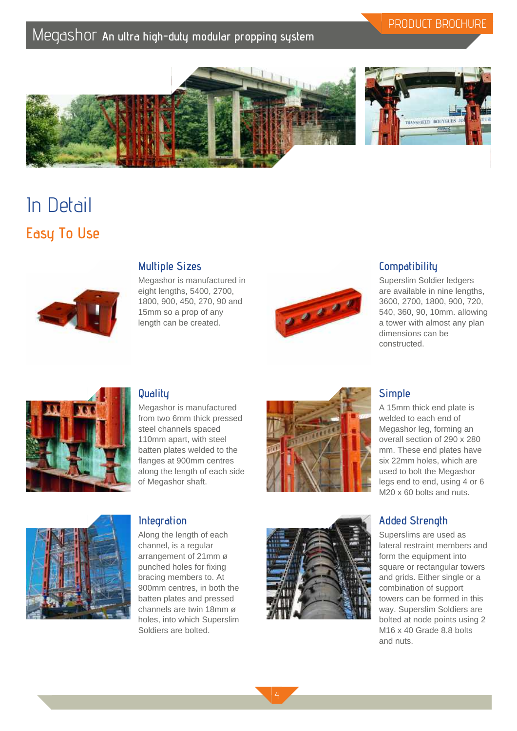# In Detail

## Easy To Use

### Multiple Sizes

Megashor is manufactured in eight lengths, 5400, 2700, 1800, 900, 450, 270, 90 and 15mm so a prop of any length can be created.

### Compatibility

Superslim Soldier ledgers are available in nine lengths, 3600, 2700, 1800, 900, 720, 540, 360, 90, 10mm. allowing a tower with almost any plan dimensions can be constructed.

### Quality

Megashor is manufactured from two 6mm thick pressed steel channels spaced 110mm apart, with steel batten plates welded to the flanges at 900mm centres along the length of each side of Megashor shaft.

### Simple

A 15mm thick end plate is welded to each end of Megashor leg, forming an overall section of 290 x 280 mm. These end plates have six 22mm holes, which are used to bolt the Megashor legs end to end, using 4 or 6 M20 x 60 bolts and nuts.

### Integration

Along the length of each channel, is a regular arrangement of 21mm ø punched holes for fixing bracing members to. At 900mm centres, in both the batten plates and pressed channels are twin 18mm ø holes, into which Superslim Soldiers are bolted.

### Added Strength

Superslims are used as lateral restraint members and form the equipment into square or rectangular towers and grids. Either single or a combination of support towers can be formed in this way. Superslim Soldiers are bolted at node points using 2 M16 x 40 Grade 8.8 bolts and nuts.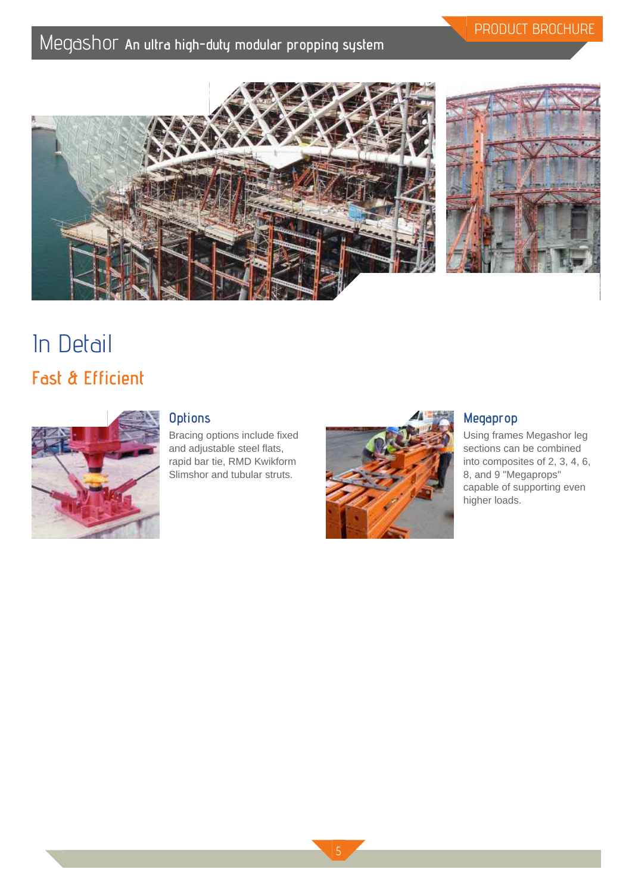# In Detail

## Fast & Efficient

### Options

Bracing options include fixed and adjustable steel flats, rapid bar tie, RMD Kwikform Slimshor and tubular struts.

### Megaprop

Using frames Megashor leg sections can be combined into composites of 2, 3, 4, 6, 8, and 9 "Megaprops" capable of supporting even higher loads.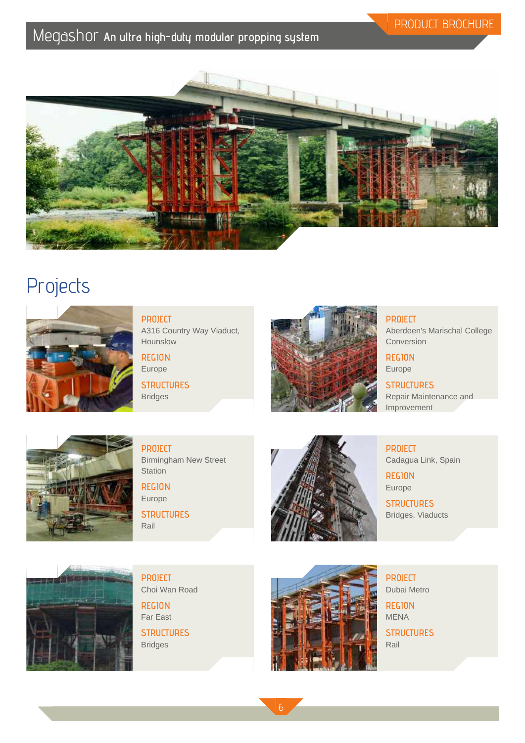Megashor An ultra high-duty modular propping system

PRODUCT BROCHURE

# Projects

**PROJECT**
A316 Country Way Viaduct, Hounslow

**REGION**
Europe

**STRUCTURES**
Bridges

**PROJECT**
Aberdeen's Marischal College Conversion

**REGION**
Europe

**STRUCTURES**
Repair Maintenance and Improvement

**PROJECT**
Birmingham New Street Station

**REGION**
Europe

**STRUCTURES**
Rail

**PROJECT**
Cadagua Link, Spain

**REGION**
Europe

**STRUCTURES**
Bridges, Viaducts

**PROJECT**
Choi Wan Road

**REGION**
Far East

**STRUCTURES**
Bridges

**PROJECT**
Dubai Metro

**REGION**
MENA

**STRUCTURES**
Rail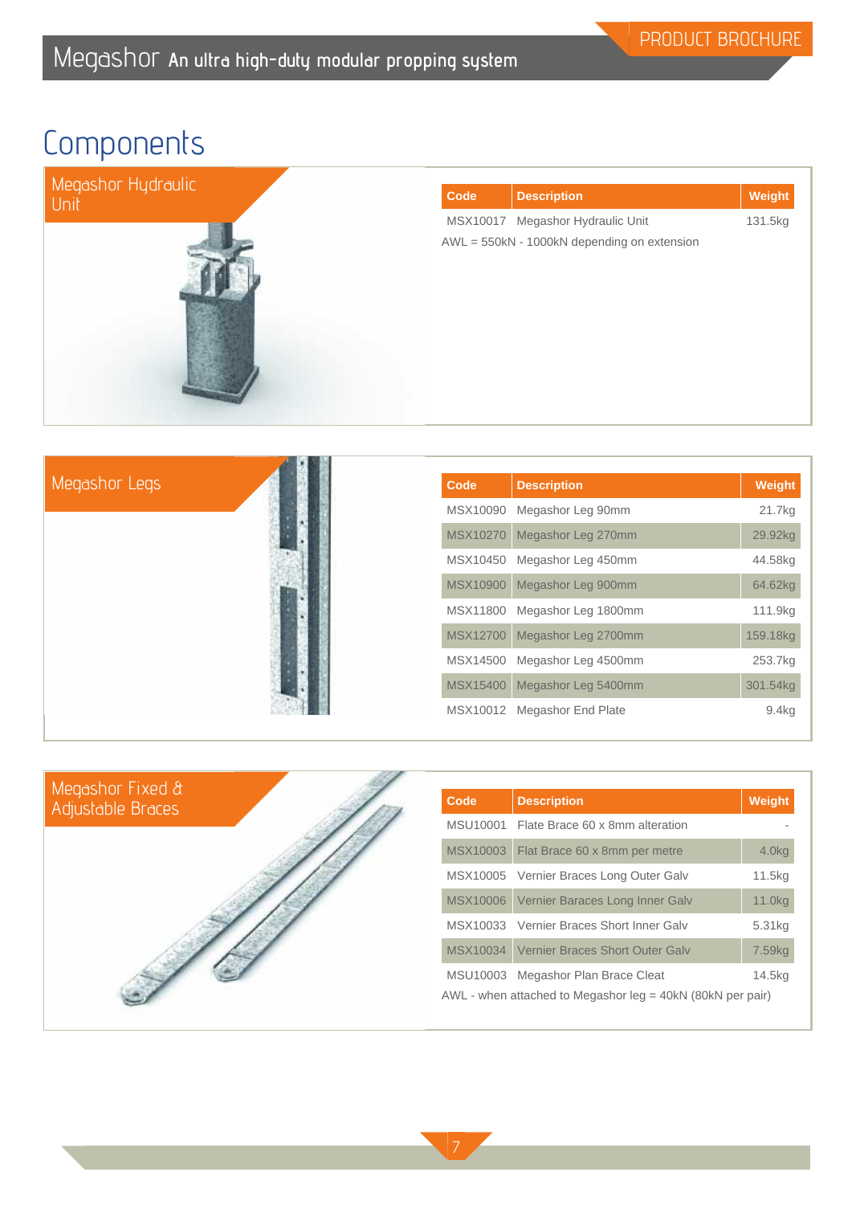# Components

## Megashor Hydraulic Unit

| Code | Description | Weight |
|---|---|---|
| MSX10017 | Megashor Hydraulic Unit | 131.5kg |

AWL = 550kN - 1000kN depending on extension

## Megashor Legs

| Code | Description | Weight |
|---|---|---|
| MSX10090 | Megashor Leg 90mm | 21.7kg |
| MSX10270 | Megashor Leg 270mm | 29.92kg |
| MSX10450 | Megashor Leg 450mm | 44.58kg |
| MSX10900 | Megashor Leg 900mm | 64.62kg |
| MSX11800 | Megashor Leg 1800mm | 111.9kg |
| MSX12700 | Megashor Leg 2700mm | 159.18kg |
| MSX14500 | Megashor Leg 4500mm | 253.7kg |
| MSX15400 | Megashor Leg 5400mm | 301.54kg |
| MSX10012 | Megashor End Plate | 9.4kg |

## Megashor Fixed & Adjustable Braces

| Code | Description | Weight |
|---|---|---|
| MSU10001 | Flate Brace 60 x 8mm alteration | - |
| MSX10003 | Flat Brace 60 x 8mm per metre | 4.0kg |
| MSX10005 | Vernier Braces Long Outer Galv | 11.5kg |
| MSX10006 | Vernier Baraces Long Inner Galv | 11.0kg |
| MSX10033 | Vernier Braces Short Inner Galv | 5.31kg |
| MSX10034 | Vernier Braces Short Outer Galv | 7.59kg |
| MSU10003 | Megashor Plan Brace Cleat | 14.5kg |

AWL - when attached to Megashor leg = 40kN (80kN per pair)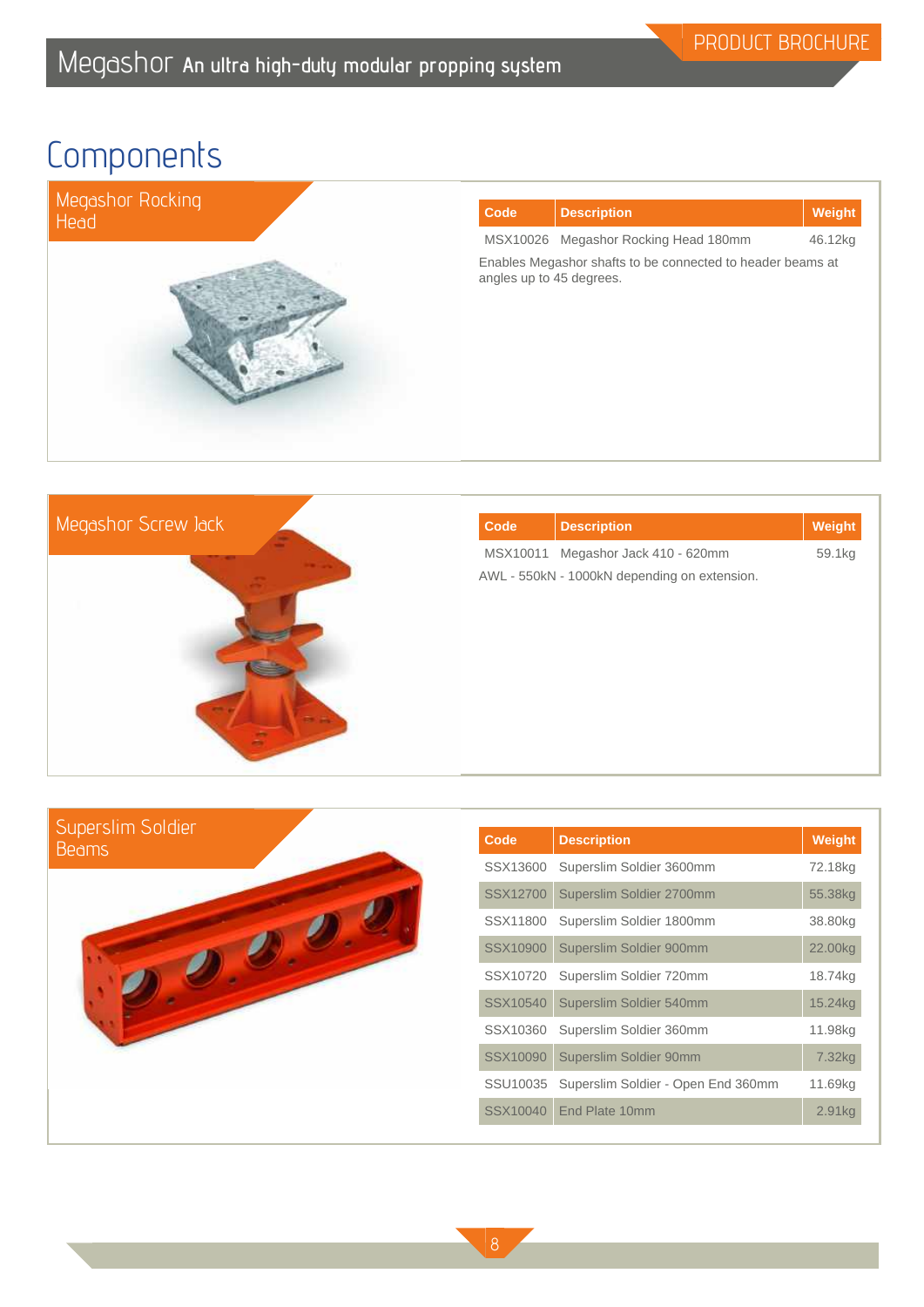# Components

## Megashor Rocking Head

| Code | Description | Weight |
|---|---|---|
| MSX10026 | Megashor Rocking Head 180mm | 46.12kg |

Enables Megashor shafts to be connected to header beams at angles up to 45 degrees.

## Megashor Screw Jack

| Code | Description | Weight |
|---|---|---|
| MSX10011 | Megashor Jack 410 - 620mm | 59.1kg |

AWL - 550kN - 1000kN depending on extension.

## Superslim Soldier Beams

| Code | Description | Weight |
|---|---|---|
| SSX13600 | Superslim Soldier 3600mm | 72.18kg |
| SSX12700 | Superslim Soldier 2700mm | 55.38kg |
| SSX11800 | Superslim Soldier 1800mm | 38.80kg |
| SSX10900 | Superslim Soldier 900mm | 22.00kg |
| SSX10720 | Superslim Soldier 720mm | 18.74kg |
| SSX10540 | Superslim Soldier 540mm | 15.24kg |
| SSX10360 | Superslim Soldier 360mm | 11.98kg |
| SSX10090 | Superslim Soldier 90mm | 7.32kg |
| SSU10035 | Superslim Soldier - Open End 360mm | 11.69kg |
| SSX10040 | End Plate 10mm | 2.91kg |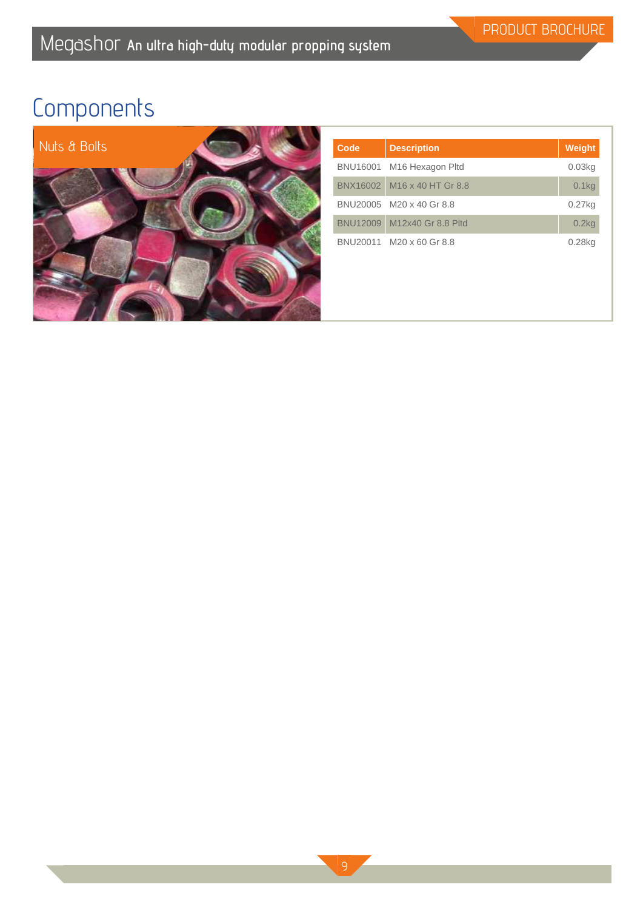# Components

## Nuts & Bolts

| Code | Description | Weight |
|---|---|---|
| BNU16001 | M16 Hexagon Pltd | 0.03kg |
| BNX16002 | M16 x 40 HT Gr 8.8 | 0.1kg |
| BNU20005 | M20 x 40 Gr 8.8 | 0.27kg |
| BNU12009 | M12x40 Gr 8.8 Pltd | 0.2kg |
| BNU20011 | M20 x 60 Gr 8.8 | 0.28kg |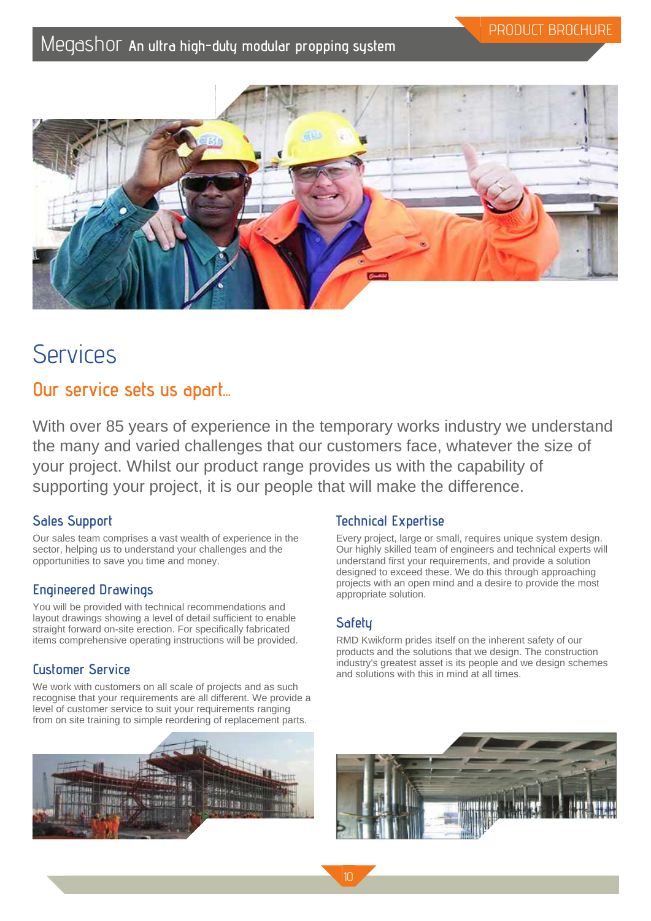# Services

## Our service sets us apart...

With over 85 years of experience in the temporary works industry we understand the many and varied challenges that our customers face, whatever the size of your project. Whilst our product range provides us with the capability of supporting your project, it is our people that will make the difference.

### Sales Support

Our sales team comprises a vast wealth of experience in the sector, helping us to understand your challenges and the opportunities to save you time and money.

### Engineered Drawings

You will be provided with technical recommendations and layout drawings showing a level of detail sufficient to enable straight forward on-site erection. For specifically fabricated items comprehensive operating instructions will be provided.

### Customer Service

We work with customers on all scale of projects and as such recognise that your requirements are all different. We provide a level of customer service to suit your requirements ranging from on site training to simple reordering of replacement parts.

### Technical Expertise

Every project, large or small, requires unique system design. Our highly skilled team of engineers and technical experts will understand first your requirements, and provide a solution designed to exceed these. We do this through approaching projects with an open mind and a desire to provide the most appropriate solution.

### Safety

RMD Kwikform prides itself on the inherent safety of our products and the solutions that we design. The construction industry's greatest asset is its people and we design schemes and solutions with this in mind at all times.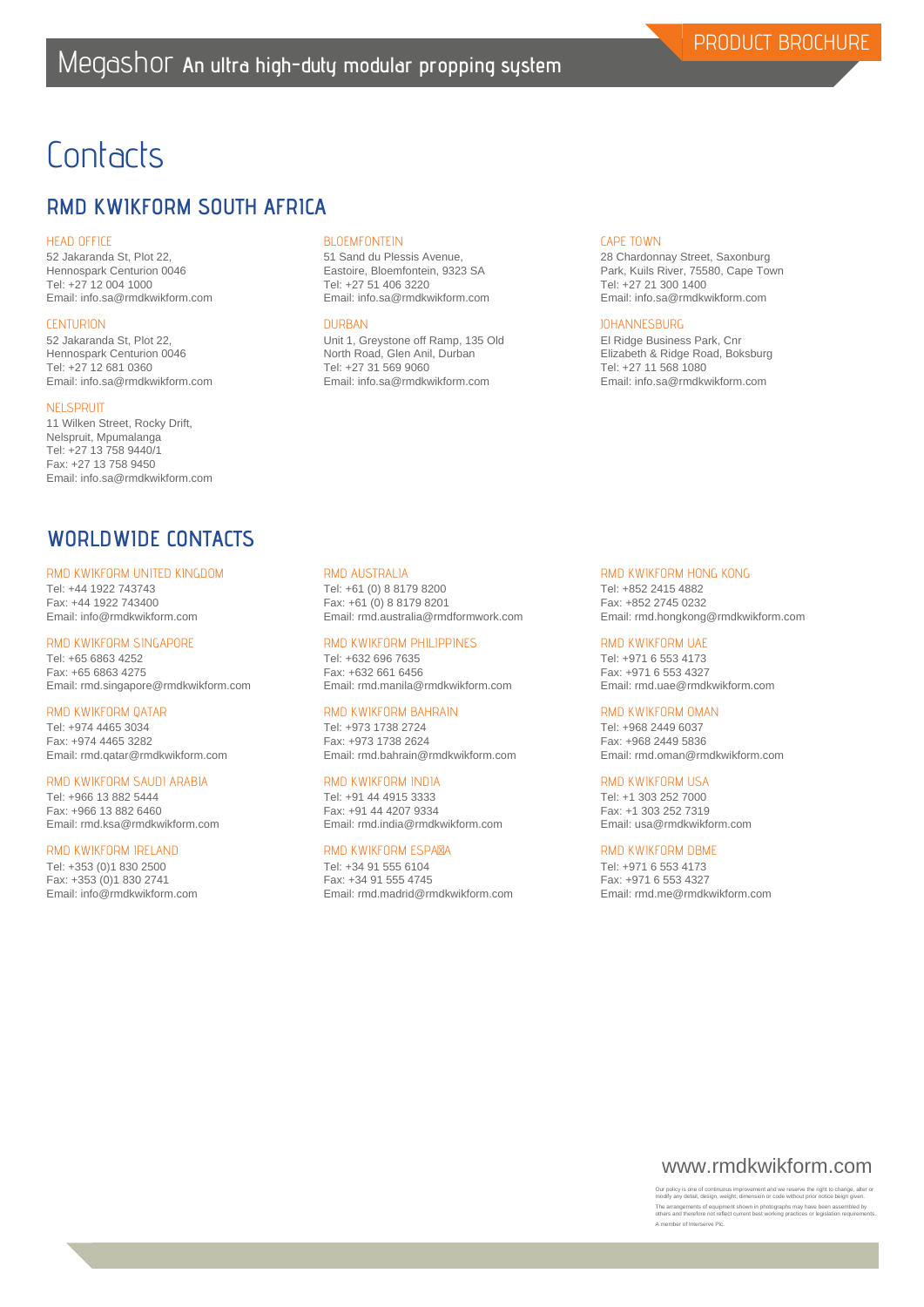# Contacts

## RMD KWIKFORM SOUTH AFRICA

HEAD OFFICE
52 Jakaranda St, Plot 22,
Hennospark Centurion 0046
Tel: +27 12 004 1000
Email: info.sa@rmdkwikform.com

CENTURION
52 Jakaranda St, Plot 22,
Hennospark Centurion 0046
Tel: +27 12 681 0360
Email: info.sa@rmdkwikform.com

NELSPRUIT
11 Wilken Street, Rocky Drift,
Nelspruit, Mpumalanga
Tel: +27 13 758 9440/1
Fax: +27 13 758 9450
Email: info.sa@rmdkwikform.com

BLOEMFONTEIN
51 Sand du Plessis Avenue,
Eastoire, Bloemfontein, 9323 SA
Tel: +27 51 406 3220
Email: info.sa@rmdkwikform.com

DURBAN
Unit 1, Greystone off Ramp, 135 Old
North Road, Glen Anil, Durban
Tel: +27 31 569 9060
Email: info.sa@rmdkwikform.com

CAPE TOWN
28 Chardonnay Street, Saxonburg
Park, Kuils River, 75580, Cape Town
Tel: +27 21 300 1400
Email: info.sa@rmdkwikform.com

JOHANNESBURG
El Ridge Business Park, Cnr
Elizabeth & Ridge Road, Boksburg
Tel: +27 11 568 1080
Email: info.sa@rmdkwikform.com

## WORLDWIDE CONTACTS

RMD KWIKFORM UNITED KINGDOM
Tel: +44 1922 743743
Fax: +44 1922 743400
Email: info@rmdkwikform.com

RMD KWIKFORM SINGAPORE
Tel: +65 6863 4252
Fax: +65 6863 4275
Email: rmd.singapore@rmdkwikform.com

RMD KWIKFORM QATAR
Tel: +974 4465 3034
Fax: +974 4465 3282
Email: rmd.qatar@rmdkwikform.com

RMD KWIKFORM SAUDI ARABIA
Tel: +966 13 882 5444
Fax: +966 13 882 6460
Email: rmd.ksa@rmdkwikform.com

RMD KWIKFORM IRELAND
Tel: +353 (0)1 830 2500
Fax: +353 (0)1 830 2741
Email: info@rmdkwikform.com

RMD AUSTRALIA
Tel: +61 (0) 8 8179 8200
Fax: +61 (0) 8 8179 8201
Email: rmd.australia@rmdformwork.com

RMD KWIKFORM PHILIPPINES
Tel: +632 696 7635
Fax: +632 661 6456
Email: rmd.manila@rmdkwikform.com

RMD KWIKFORM BAHRAIN
Tel: +973 1738 2724
Fax: +973 1738 2624
Email: rmd.bahrain@rmdkwikform.com

RMD KWIKFORM INDIA
Tel: +91 44 4915 3333
Fax: +91 44 4207 9334
Email: rmd.india@rmdkwikform.com

RMD KWIKFORM ESPAÑA
Tel: +34 91 555 6104
Fax: +34 91 555 4745
Email: rmd.madrid@rmdkwikform.com

RMD KWIKFORM HONG KONG
Tel: +852 2415 4882
Fax: +852 2745 0232
Email: rmd.hongkong@rmdkwikform.com

RMD KWIKFORM UAE
Tel: +971 6 553 4173
Fax: +971 6 553 4327
Email: rmd.uae@rmdkwikform.com

RMD KWIKFORM OMAN
Tel: +968 2449 6037
Fax: +968 2449 5836
Email: rmd.oman@rmdkwikform.com

RMD KWIKFORM USA
Tel: +1 303 252 7000
Fax: +1 303 252 7319
Email: usa@rmdkwikform.com

RMD KWIKFORM DBME
Tel: +971 6 553 4173
Fax: +971 6 553 4327
Email: rmd.me@rmdkwikform.com

www.rmdkwikform.com

Our policy is one of continuous improvement and we reserve the right to change, alter or modify any detail, design, weight, dimension or code without prior notice being given.

The arrangements of equipment shown in photographs may have been assembled by others and therefore not reflect current best working practices or legislation requirements.

A member of Interserve Plc.